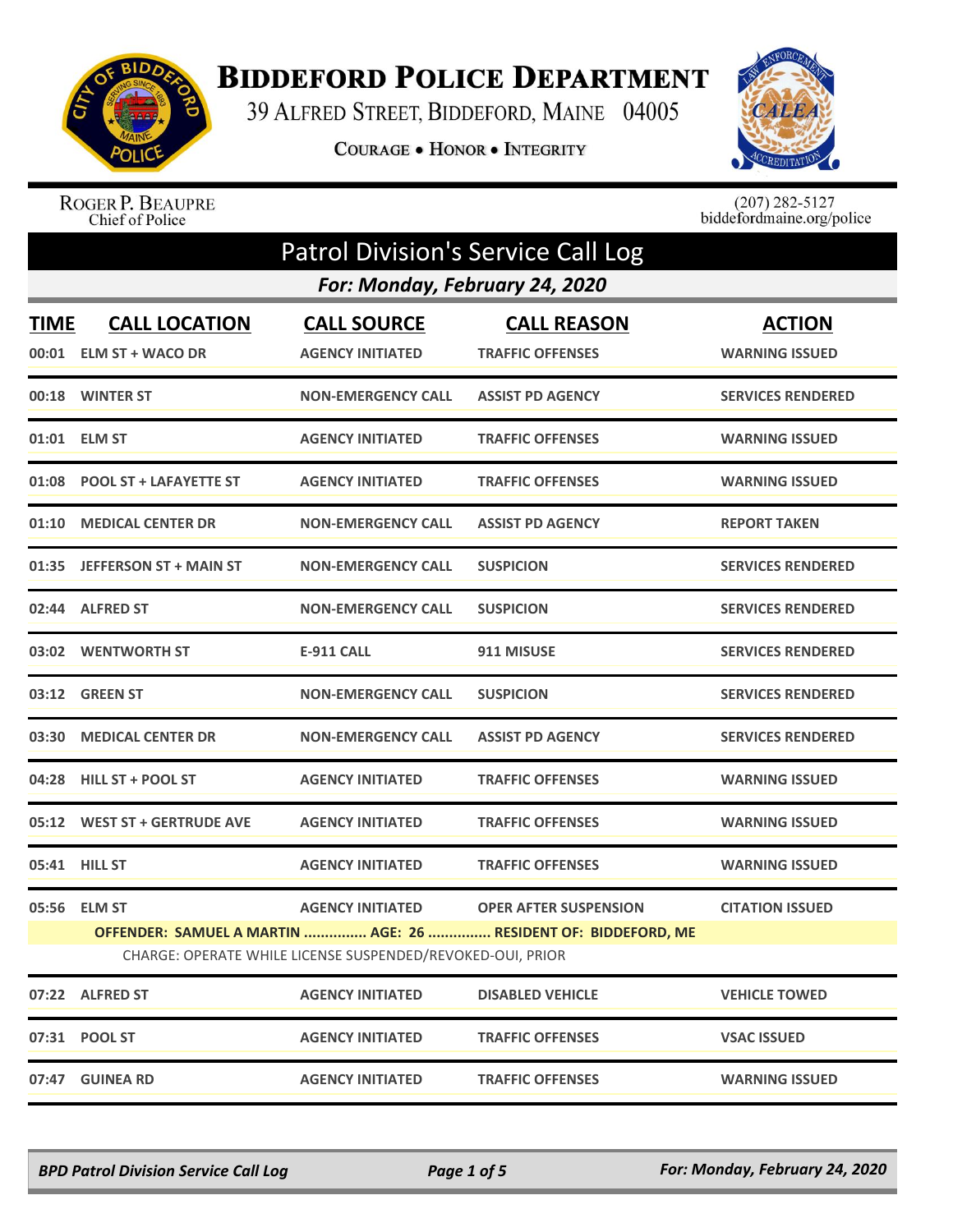# BIDDEFORD POLICE DEPARTMENT

39 ALFRED STREET, BIDDEFORD, MAINE 04005

COURAGE • HONOR • INTEGRITY

ROGER P. BEAUPRE
Chief of Police

(207) 282-5127
biddefordmaine.org/police

## Patrol Division's Service Call Log

### For: Monday, February 24, 2020

| TIME | CALL LOCATION | CALL SOURCE | CALL REASON | ACTION |
|---|---|---|---|---|
| 00:01 | ELM ST + WACO DR | AGENCY INITIATED | TRAFFIC OFFENSES | WARNING ISSUED |
| 00:18 | WINTER ST | NON-EMERGENCY CALL | ASSIST PD AGENCY | SERVICES RENDERED |
| 01:01 | ELM ST | AGENCY INITIATED | TRAFFIC OFFENSES | WARNING ISSUED |
| 01:08 | POOL ST + LAFAYETTE ST | AGENCY INITIATED | TRAFFIC OFFENSES | WARNING ISSUED |
| 01:10 | MEDICAL CENTER DR | NON-EMERGENCY CALL | ASSIST PD AGENCY | REPORT TAKEN |
| 01:35 | JEFFERSON ST + MAIN ST | NON-EMERGENCY CALL | SUSPICION | SERVICES RENDERED |
| 02:44 | ALFRED ST | NON-EMERGENCY CALL | SUSPICION | SERVICES RENDERED |
| 03:02 | WENTWORTH ST | E-911 CALL | 911 MISUSE | SERVICES RENDERED |
| 03:12 | GREEN ST | NON-EMERGENCY CALL | SUSPICION | SERVICES RENDERED |
| 03:30 | MEDICAL CENTER DR | NON-EMERGENCY CALL | ASSIST PD AGENCY | SERVICES RENDERED |
| 04:28 | HILL ST + POOL ST | AGENCY INITIATED | TRAFFIC OFFENSES | WARNING ISSUED |
| 05:12 | WEST ST + GERTRUDE AVE | AGENCY INITIATED | TRAFFIC OFFENSES | WARNING ISSUED |
| 05:41 | HILL ST | AGENCY INITIATED | TRAFFIC OFFENSES | WARNING ISSUED |
| 05:56 | ELM ST | AGENCY INITIATED | OPER AFTER SUSPENSION | CITATION ISSUED |
| | **OFFENDER: SAMUEL A MARTIN ............... AGE: 26 ............... RESIDENT OF: BIDDEFORD, ME** | | | |
| | CHARGE: OPERATE WHILE LICENSE SUSPENDED/REVOKED-OUI, PRIOR | | | |
| 07:22 | ALFRED ST | AGENCY INITIATED | DISABLED VEHICLE | VEHICLE TOWED |
| 07:31 | POOL ST | AGENCY INITIATED | TRAFFIC OFFENSES | VSAC ISSUED |
| 07:47 | GUINEA RD | AGENCY INITIATED | TRAFFIC OFFENSES | WARNING ISSUED |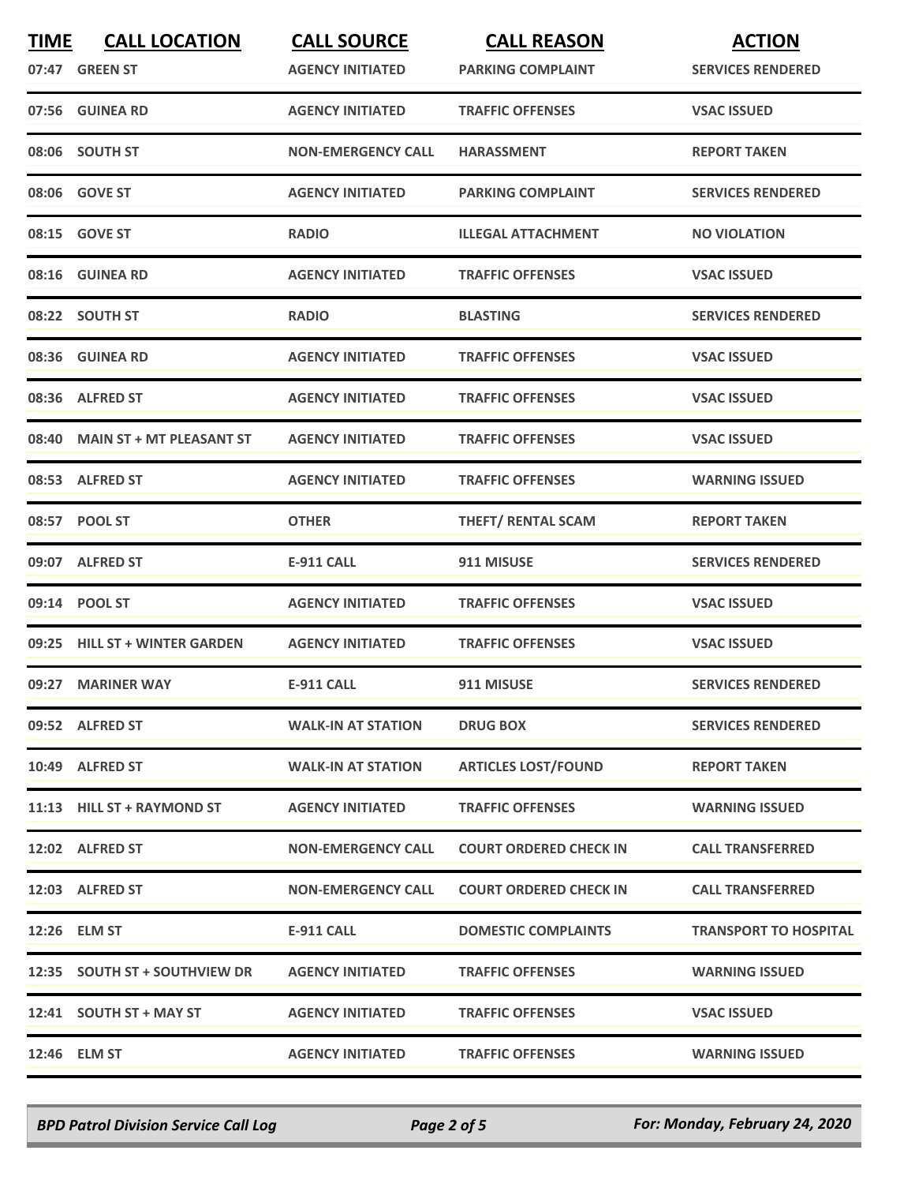| TIME | CALL LOCATION | CALL SOURCE | CALL REASON | ACTION |
|---|---|---|---|---|
| 07:47 | GREEN ST | AGENCY INITIATED | PARKING COMPLAINT | SERVICES RENDERED |
| 07:56 | GUINEA RD | AGENCY INITIATED | TRAFFIC OFFENSES | VSAC ISSUED |
| 08:06 | SOUTH ST | NON-EMERGENCY CALL | HARASSMENT | REPORT TAKEN |
| 08:06 | GOVE ST | AGENCY INITIATED | PARKING COMPLAINT | SERVICES RENDERED |
| 08:15 | GOVE ST | RADIO | ILLEGAL ATTACHMENT | NO VIOLATION |
| 08:16 | GUINEA RD | AGENCY INITIATED | TRAFFIC OFFENSES | VSAC ISSUED |
| 08:22 | SOUTH ST | RADIO | BLASTING | SERVICES RENDERED |
| 08:36 | GUINEA RD | AGENCY INITIATED | TRAFFIC OFFENSES | VSAC ISSUED |
| 08:36 | ALFRED ST | AGENCY INITIATED | TRAFFIC OFFENSES | VSAC ISSUED |
| 08:40 | MAIN ST + MT PLEASANT ST | AGENCY INITIATED | TRAFFIC OFFENSES | VSAC ISSUED |
| 08:53 | ALFRED ST | AGENCY INITIATED | TRAFFIC OFFENSES | WARNING ISSUED |
| 08:57 | POOL ST | OTHER | THEFT/ RENTAL SCAM | REPORT TAKEN |
| 09:07 | ALFRED ST | E-911 CALL | 911 MISUSE | SERVICES RENDERED |
| 09:14 | POOL ST | AGENCY INITIATED | TRAFFIC OFFENSES | VSAC ISSUED |
| 09:25 | HILL ST + WINTER GARDEN | AGENCY INITIATED | TRAFFIC OFFENSES | VSAC ISSUED |
| 09:27 | MARINER WAY | E-911 CALL | 911 MISUSE | SERVICES RENDERED |
| 09:52 | ALFRED ST | WALK-IN AT STATION | DRUG BOX | SERVICES RENDERED |
| 10:49 | ALFRED ST | WALK-IN AT STATION | ARTICLES LOST/FOUND | REPORT TAKEN |
| 11:13 | HILL ST + RAYMOND ST | AGENCY INITIATED | TRAFFIC OFFENSES | WARNING ISSUED |
| 12:02 | ALFRED ST | NON-EMERGENCY CALL | COURT ORDERED CHECK IN | CALL TRANSFERRED |
| 12:03 | ALFRED ST | NON-EMERGENCY CALL | COURT ORDERED CHECK IN | CALL TRANSFERRED |
| 12:26 | ELM ST | E-911 CALL | DOMESTIC COMPLAINTS | TRANSPORT TO HOSPITAL |
| 12:35 | SOUTH ST + SOUTHVIEW DR | AGENCY INITIATED | TRAFFIC OFFENSES | WARNING ISSUED |
| 12:41 | SOUTH ST + MAY ST | AGENCY INITIATED | TRAFFIC OFFENSES | VSAC ISSUED |
| 12:46 | ELM ST | AGENCY INITIATED | TRAFFIC OFFENSES | WARNING ISSUED |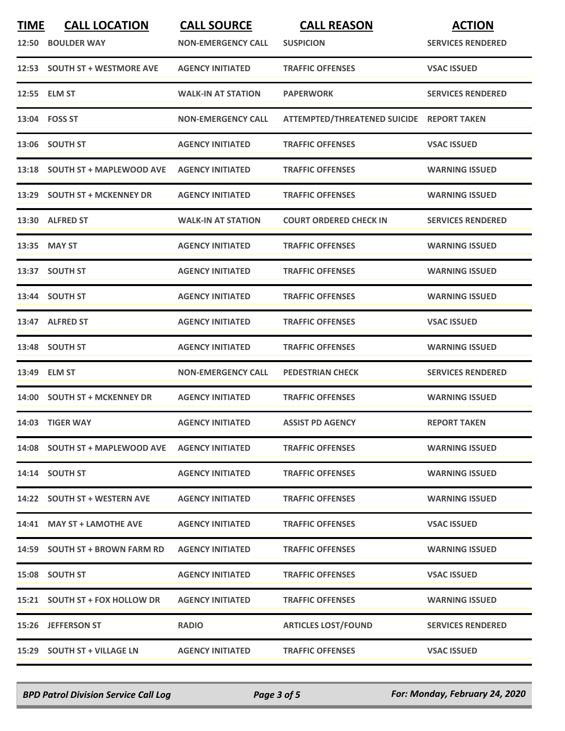| TIME | CALL LOCATION | CALL SOURCE | CALL REASON | ACTION |
|---|---|---|---|---|
| 12:50 | BOULDER WAY | NON-EMERGENCY CALL | SUSPICION | SERVICES RENDERED |
| 12:53 | SOUTH ST + WESTMORE AVE | AGENCY INITIATED | TRAFFIC OFFENSES | VSAC ISSUED |
| 12:55 | ELM ST | WALK-IN AT STATION | PAPERWORK | SERVICES RENDERED |
| 13:04 | FOSS ST | NON-EMERGENCY CALL | ATTEMPTED/THREATENED SUICIDE | REPORT TAKEN |
| 13:06 | SOUTH ST | AGENCY INITIATED | TRAFFIC OFFENSES | VSAC ISSUED |
| 13:18 | SOUTH ST + MAPLEWOOD AVE | AGENCY INITIATED | TRAFFIC OFFENSES | WARNING ISSUED |
| 13:29 | SOUTH ST + MCKENNEY DR | AGENCY INITIATED | TRAFFIC OFFENSES | WARNING ISSUED |
| 13:30 | ALFRED ST | WALK-IN AT STATION | COURT ORDERED CHECK IN | SERVICES RENDERED |
| 13:35 | MAY ST | AGENCY INITIATED | TRAFFIC OFFENSES | WARNING ISSUED |
| 13:37 | SOUTH ST | AGENCY INITIATED | TRAFFIC OFFENSES | WARNING ISSUED |
| 13:44 | SOUTH ST | AGENCY INITIATED | TRAFFIC OFFENSES | WARNING ISSUED |
| 13:47 | ALFRED ST | AGENCY INITIATED | TRAFFIC OFFENSES | VSAC ISSUED |
| 13:48 | SOUTH ST | AGENCY INITIATED | TRAFFIC OFFENSES | WARNING ISSUED |
| 13:49 | ELM ST | NON-EMERGENCY CALL | PEDESTRIAN CHECK | SERVICES RENDERED |
| 14:00 | SOUTH ST + MCKENNEY DR | AGENCY INITIATED | TRAFFIC OFFENSES | WARNING ISSUED |
| 14:03 | TIGER WAY | AGENCY INITIATED | ASSIST PD AGENCY | REPORT TAKEN |
| 14:08 | SOUTH ST + MAPLEWOOD AVE | AGENCY INITIATED | TRAFFIC OFFENSES | WARNING ISSUED |
| 14:14 | SOUTH ST | AGENCY INITIATED | TRAFFIC OFFENSES | WARNING ISSUED |
| 14:22 | SOUTH ST + WESTERN AVE | AGENCY INITIATED | TRAFFIC OFFENSES | WARNING ISSUED |
| 14:41 | MAY ST + LAMOTHE AVE | AGENCY INITIATED | TRAFFIC OFFENSES | VSAC ISSUED |
| 14:59 | SOUTH ST + BROWN FARM RD | AGENCY INITIATED | TRAFFIC OFFENSES | WARNING ISSUED |
| 15:08 | SOUTH ST | AGENCY INITIATED | TRAFFIC OFFENSES | VSAC ISSUED |
| 15:21 | SOUTH ST + FOX HOLLOW DR | AGENCY INITIATED | TRAFFIC OFFENSES | WARNING ISSUED |
| 15:26 | JEFFERSON ST | RADIO | ARTICLES LOST/FOUND | SERVICES RENDERED |
| 15:29 | SOUTH ST + VILLAGE LN | AGENCY INITIATED | TRAFFIC OFFENSES | VSAC ISSUED |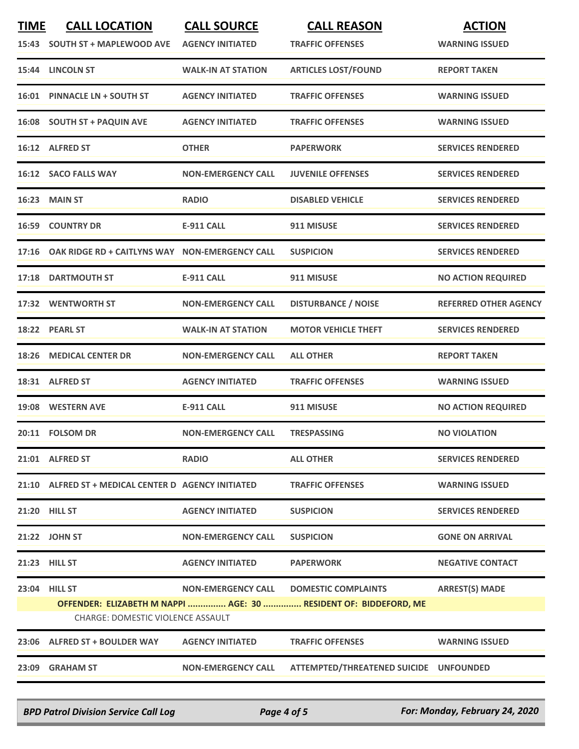| TIME | CALL LOCATION | CALL SOURCE | CALL REASON | ACTION |
| --- | --- | --- | --- | --- |
| 15:43 | SOUTH ST + MAPLEWOOD AVE | AGENCY INITIATED | TRAFFIC OFFENSES | WARNING ISSUED |
| 15:44 | LINCOLN ST | WALK-IN AT STATION | ARTICLES LOST/FOUND | REPORT TAKEN |
| 16:01 | PINNACLE LN + SOUTH ST | AGENCY INITIATED | TRAFFIC OFFENSES | WARNING ISSUED |
| 16:08 | SOUTH ST + PAQUIN AVE | AGENCY INITIATED | TRAFFIC OFFENSES | WARNING ISSUED |
| 16:12 | ALFRED ST | OTHER | PAPERWORK | SERVICES RENDERED |
| 16:12 | SACO FALLS WAY | NON-EMERGENCY CALL | JUVENILE OFFENSES | SERVICES RENDERED |
| 16:23 | MAIN ST | RADIO | DISABLED VEHICLE | SERVICES RENDERED |
| 16:59 | COUNTRY DR | E-911 CALL | 911 MISUSE | SERVICES RENDERED |
| 17:16 | OAK RIDGE RD + CAITLYNS WAY | NON-EMERGENCY CALL | SUSPICION | SERVICES RENDERED |
| 17:18 | DARTMOUTH ST | E-911 CALL | 911 MISUSE | NO ACTION REQUIRED |
| 17:32 | WENTWORTH ST | NON-EMERGENCY CALL | DISTURBANCE / NOISE | REFERRED OTHER AGENCY |
| 18:22 | PEARL ST | WALK-IN AT STATION | MOTOR VEHICLE THEFT | SERVICES RENDERED |
| 18:26 | MEDICAL CENTER DR | NON-EMERGENCY CALL | ALL OTHER | REPORT TAKEN |
| 18:31 | ALFRED ST | AGENCY INITIATED | TRAFFIC OFFENSES | WARNING ISSUED |
| 19:08 | WESTERN AVE | E-911 CALL | 911 MISUSE | NO ACTION REQUIRED |
| 20:11 | FOLSOM DR | NON-EMERGENCY CALL | TRESPASSING | NO VIOLATION |
| 21:01 | ALFRED ST | RADIO | ALL OTHER | SERVICES RENDERED |
| 21:10 | ALFRED ST + MEDICAL CENTER D | AGENCY INITIATED | TRAFFIC OFFENSES | WARNING ISSUED |
| 21:20 | HILL ST | AGENCY INITIATED | SUSPICION | SERVICES RENDERED |
| 21:22 | JOHN ST | NON-EMERGENCY CALL | SUSPICION | GONE ON ARRIVAL |
| 21:23 | HILL ST | AGENCY INITIATED | PAPERWORK | NEGATIVE CONTACT |
| 23:04 | HILL ST | NON-EMERGENCY CALL | DOMESTIC COMPLAINTS | ARREST(S) MADE |
| | OFFENDER: ELIZABETH M NAPPI ............... AGE: 30 ............... RESIDENT OF: BIDDEFORD, ME | | | |
| | CHARGE: DOMESTIC VIOLENCE ASSAULT | | | |
| 23:06 | ALFRED ST + BOULDER WAY | AGENCY INITIATED | TRAFFIC OFFENSES | WARNING ISSUED |
| 23:09 | GRAHAM ST | NON-EMERGENCY CALL | ATTEMPTED/THREATENED SUICIDE | UNFOUNDED |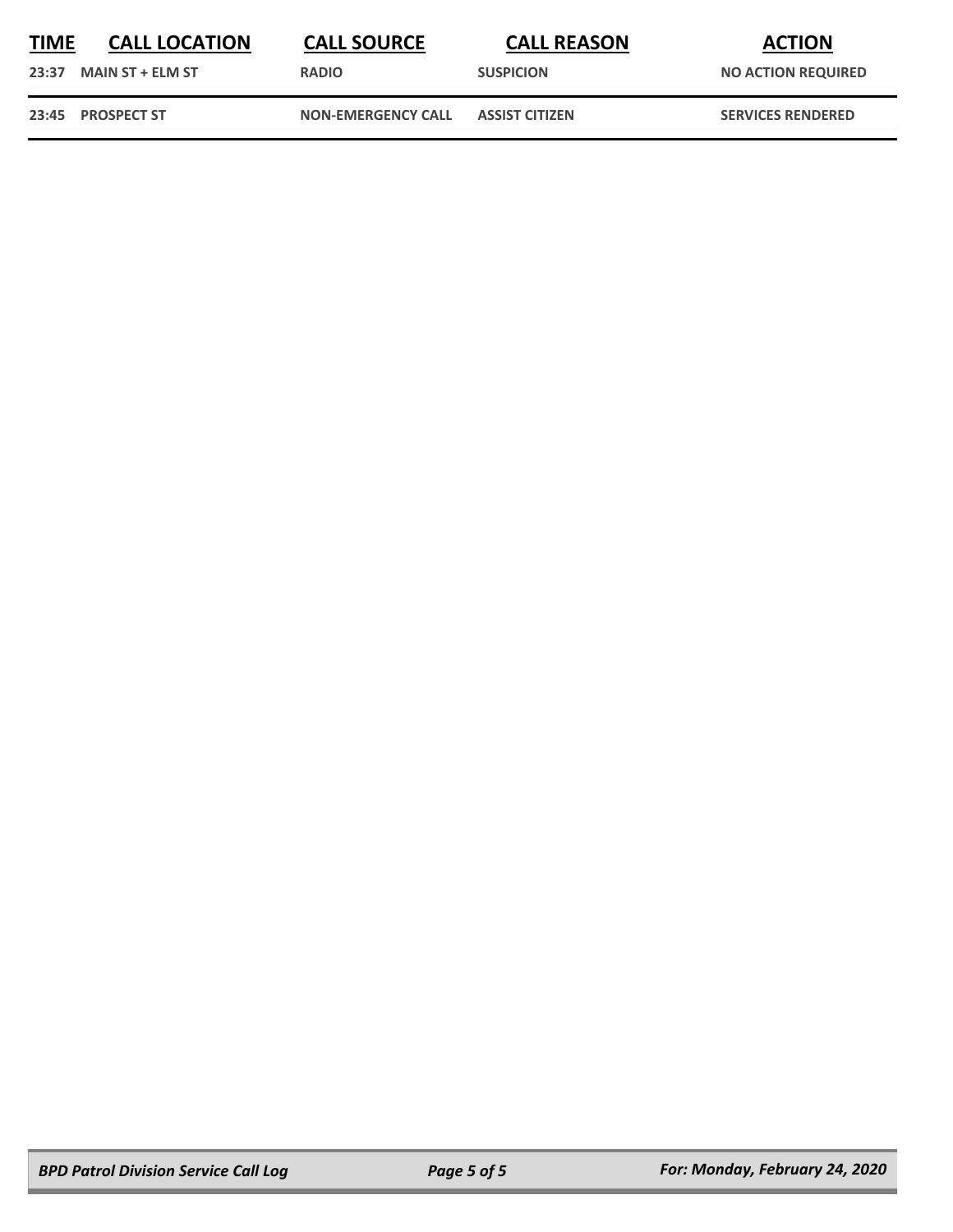| TIME | CALL LOCATION | CALL SOURCE | CALL REASON | ACTION |
| --- | --- | --- | --- | --- |
| 23:37 | MAIN ST + ELM ST | RADIO | SUSPICION | NO ACTION REQUIRED |
| 23:45 | PROSPECT ST | NON-EMERGENCY CALL | ASSIST CITIZEN | SERVICES RENDERED |